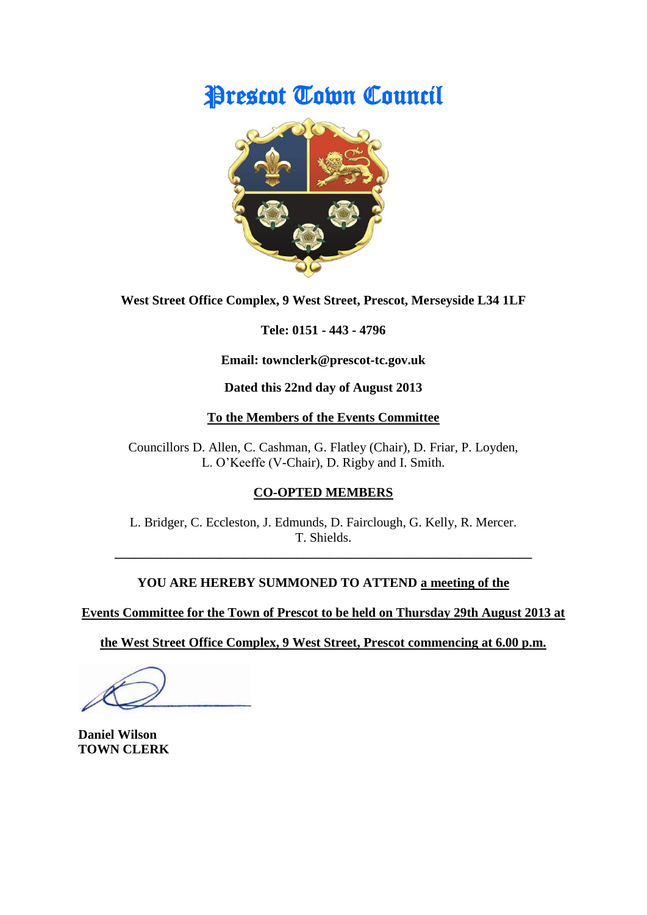# Prescot Town Council

**West Street Office Complex, 9 West Street, Prescot, Merseyside L34 1LF**

**Tele: 0151 - 443 - 4796**

**Email: townclerk@prescot-tc.gov.uk**

**Dated this 22nd day of August 2013**

**To the Members of the Events Committee**

Councillors D. Allen, C. Cashman, G. Flatley (Chair), D. Friar, P. Loyden, L. O'Keeffe (V-Chair), D. Rigby and I. Smith.

**CO-OPTED MEMBERS**

L. Bridger, C. Eccleston, J. Edmunds, D. Fairclough, G. Kelly, R. Mercer. T. Shields.

---

**YOU ARE HEREBY SUMMONED TO ATTEND a meeting of the Events Committee for the Town of Prescot to be held on Thursday 29th August 2013 at the West Street Office Complex, 9 West Street, Prescot commencing at 6.00 p.m.**

**Daniel Wilson**
**TOWN CLERK**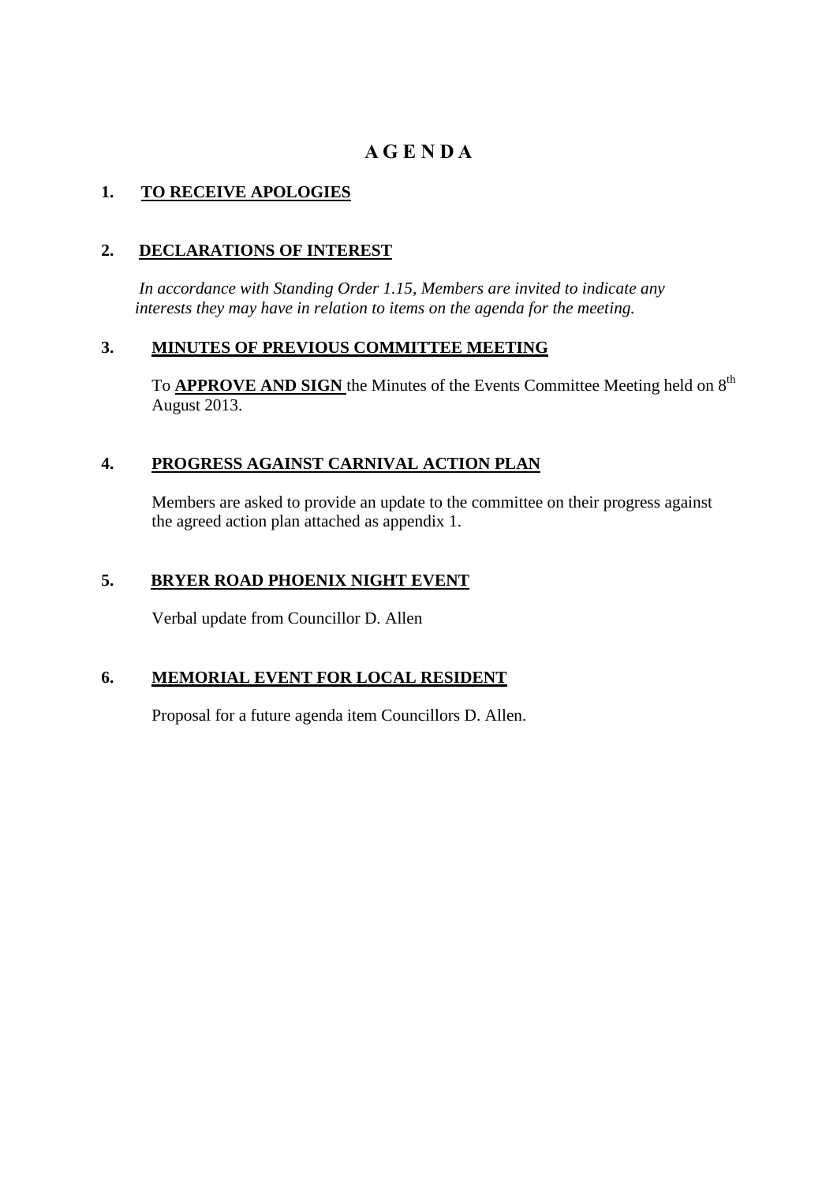# A G E N D A

## 1. TO RECEIVE APOLOGIES

## 2. DECLARATIONS OF INTEREST

*In accordance with Standing Order 1.15, Members are invited to indicate any interests they may have in relation to items on the agenda for the meeting.*

## 3. MINUTES OF PREVIOUS COMMITTEE MEETING

To **APPROVE AND SIGN** the Minutes of the Events Committee Meeting held on 8th August 2013.

## 4. PROGRESS AGAINST CARNIVAL ACTION PLAN

Members are asked to provide an update to the committee on their progress against the agreed action plan attached as appendix 1.

## 5. BRYER ROAD PHOENIX NIGHT EVENT

Verbal update from Councillor D. Allen

## 6. MEMORIAL EVENT FOR LOCAL RESIDENT

Proposal for a future agenda item Councillors D. Allen.